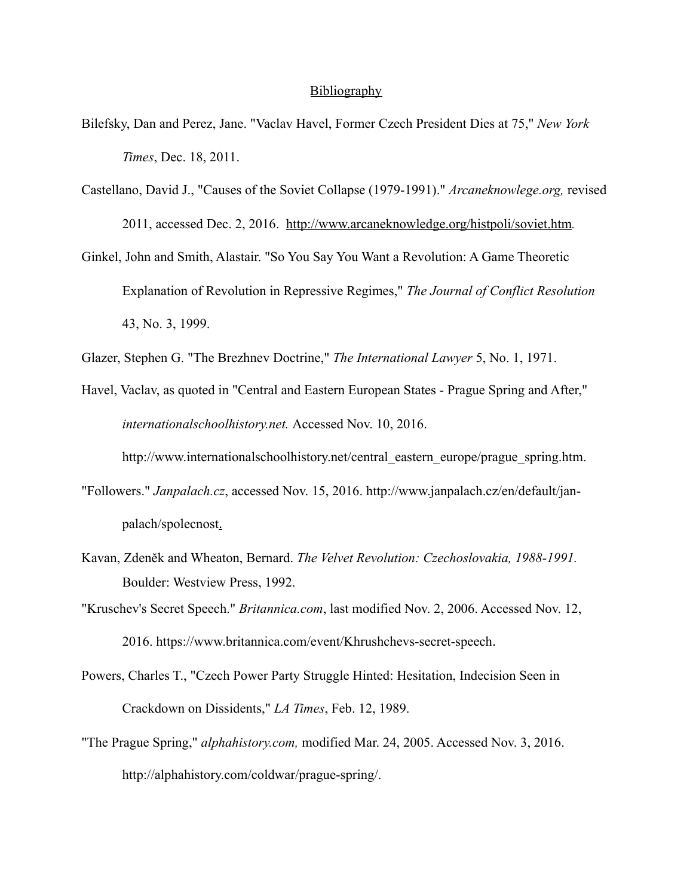## Bibliography

Bilefsky, Dan and Perez, Jane. "Vaclav Havel, Former Czech President Dies at 75," *New York Times*, Dec. 18, 2011.

Castellano, David J., "Causes of the Soviet Collapse (1979-1991)." *Arcaneknowlege.org,* revised 2011, accessed Dec. 2, 2016. http://www.arcaneknowledge.org/histpoli/soviet.htm.

Ginkel, John and Smith, Alastair. "So You Say You Want a Revolution: A Game Theoretic Explanation of Revolution in Repressive Regimes," *The Journal of Conflict Resolution* 43, No. 3, 1999.

Glazer, Stephen G. "The Brezhnev Doctrine," *The International Lawyer* 5, No. 1, 1971.

Havel, Vaclav, as quoted in "Central and Eastern European States - Prague Spring and After," *internationalschoolhistory.net.* Accessed Nov. 10, 2016. http://www.internationalschoolhistory.net/central_eastern_europe/prague_spring.htm.

"Followers." *Janpalach.cz*, accessed Nov. 15, 2016. http://www.janpalach.cz/en/default/jan-palach/spolecnost.

Kavan, Zdeněk and Wheaton, Bernard. *The Velvet Revolution: Czechoslovakia, 1988-1991.* Boulder: Westview Press, 1992.

"Kruschev's Secret Speech." *Britannica.com*, last modified Nov. 2, 2006. Accessed Nov. 12, 2016. https://www.britannica.com/event/Khrushchevs-secret-speech.

Powers, Charles T., "Czech Power Party Struggle Hinted: Hesitation, Indecision Seen in Crackdown on Dissidents," *LA Times*, Feb. 12, 1989.

"The Prague Spring," *alphahistory.com,* modified Mar. 24, 2005. Accessed Nov. 3, 2016. http://alphahistory.com/coldwar/prague-spring/.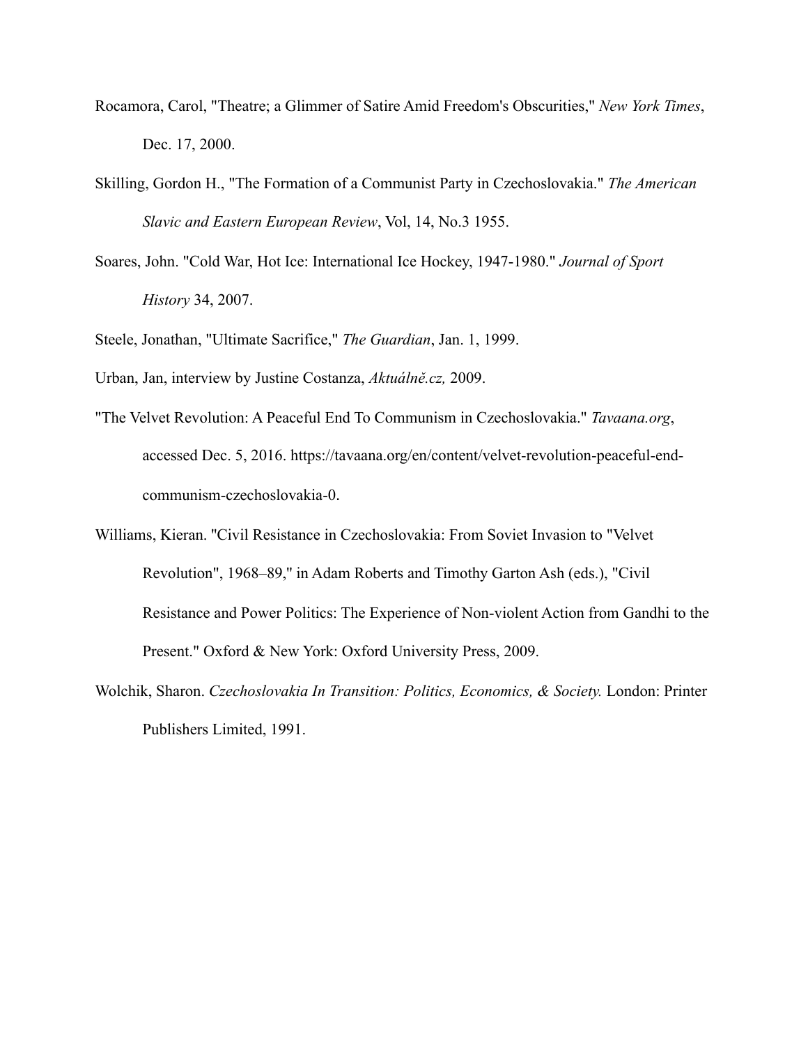Rocamora, Carol, "Theatre; a Glimmer of Satire Amid Freedom's Obscurities," *New York Times*, Dec. 17, 2000.

Skilling, Gordon H., "The Formation of a Communist Party in Czechoslovakia." *The American Slavic and Eastern European Review*, Vol, 14, No.3 1955.

Soares, John. "Cold War, Hot Ice: International Ice Hockey, 1947-1980." *Journal of Sport History* 34, 2007.

Steele, Jonathan, "Ultimate Sacrifice," *The Guardian*, Jan. 1, 1999.

Urban, Jan, interview by Justine Costanza, *Aktuálně.cz,* 2009.

"The Velvet Revolution: A Peaceful End To Communism in Czechoslovakia." *Tavaana.org*, accessed Dec. 5, 2016. https://tavaana.org/en/content/velvet-revolution-peaceful-end-communism-czechoslovakia-0.

Williams, Kieran. "Civil Resistance in Czechoslovakia: From Soviet Invasion to "Velvet Revolution", 1968–89," in Adam Roberts and Timothy Garton Ash (eds.), "Civil Resistance and Power Politics: The Experience of Non-violent Action from Gandhi to the Present." Oxford & New York: Oxford University Press, 2009.

Wolchik, Sharon. *Czechoslovakia In Transition: Politics, Economics, & Society.* London: Printer Publishers Limited, 1991.